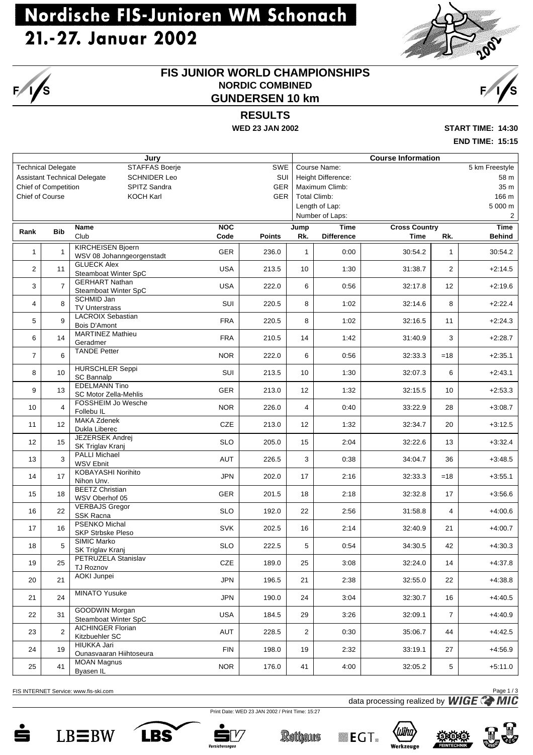# Nordische FIS-Junioren WM Schonach

## 21.-27. Januar 2002

## FIS JUNIOR WORLD CHAMPIONSHIPS

### NORDIC COMBINED

### GUNDERSEN 10 km

## RESULTS

**WED 23 JAN 2002**

**START TIME: 14:30**

**END TIME: 15:15**

| Jury | | | | Course Information | |
|---|---|---|---|---|---|
| Technical Delegate | STAFFAS Boerje | SWE | | Course Name: | 5 km Freestyle |
| Assistant Technical Delegate | SCHNIDER Leo | SUI | | Height Difference: | 58 m |
| Chief of Competition | SPITZ Sandra | GER | | Maximum Climb: | 35 m |
| Chief of Course | KOCH Karl | GER | | Total Climb: | 166 m |
| | | | | Length of Lap: | 5 000 m |
| | | | | Number of Laps: | 2 |

| Rank | Bib | Name / Club | NOC Code | Points | Jump Rk. | Time Difference | Cross Country Time | Rk. | Time Behind |
|---|---|---|---|---|---|---|---|---|---|
| 1 | 1 | KIRCHEISEN Bjoern / WSV 08 Johanngeorgenstadt | GER | 236.0 | 1 | 0:00 | 30:54.2 | 1 | 30:54.2 |
| 2 | 11 | GLUECK Alex / Steamboat Winter SpC | USA | 213.5 | 10 | 1:30 | 31:38.7 | 2 | +2:14.5 |
| 3 | 7 | GERHART Nathan / Steamboat Winter SpC | USA | 222.0 | 6 | 0:56 | 32:17.8 | 12 | +2:19.6 |
| 4 | 8 | SCHMID Jan / TV Unterstrass | SUI | 220.5 | 8 | 1:02 | 32:14.6 | 8 | +2:22.4 |
| 5 | 9 | LACROIX Sebastian / Bois D'Amont | FRA | 220.5 | 8 | 1:02 | 32:16.5 | 11 | +2:24.3 |
| 6 | 14 | MARTINEZ Mathieu / Geradmer | FRA | 210.5 | 14 | 1:42 | 31:40.9 | 3 | +2:28.7 |
| 7 | 6 | TANDE Petter | NOR | 222.0 | 6 | 0:56 | 32:33.3 | =18 | +2:35.1 |
| 8 | 10 | HURSCHLER Seppi / SC Bannalp | SUI | 213.5 | 10 | 1:30 | 32:07.3 | 6 | +2:43.1 |
| 9 | 13 | EDELMANN Tino / SC Motor Zella-Mehlis | GER | 213.0 | 12 | 1:32 | 32:15.5 | 10 | +2:53.3 |
| 10 | 4 | FOSSHEIM Jo Wesche / Follebu IL | NOR | 226.0 | 4 | 0:40 | 33:22.9 | 28 | +3:08.7 |
| 11 | 12 | MAKA Zdenek / Dukla Liberec | CZE | 213.0 | 12 | 1:32 | 32:34.7 | 20 | +3:12.5 |
| 12 | 15 | JEZERSEK Andrej / SK Triglav Kranj | SLO | 205.0 | 15 | 2:04 | 32:22.6 | 13 | +3:32.4 |
| 13 | 3 | PALLI Michael / WSV Ebnit | AUT | 226.5 | 3 | 0:38 | 34:04.7 | 36 | +3:48.5 |
| 14 | 17 | KOBAYASHI Norihito / Nihon Unv. | JPN | 202.0 | 17 | 2:16 | 32:33.3 | =18 | +3:55.1 |
| 15 | 18 | BEETZ Christian / WSV Oberhof 05 | GER | 201.5 | 18 | 2:18 | 32:32.8 | 17 | +3:56.6 |
| 16 | 22 | VERBAJS Gregor / SSK Racna | SLO | 192.0 | 22 | 2:56 | 31:58.8 | 4 | +4:00.6 |
| 17 | 16 | PSENKO Michal / SKP Strbske Pleso | SVK | 202.5 | 16 | 2:14 | 32:40.9 | 21 | +4:00.7 |
| 18 | 5 | SIMIC Marko / SK Triglav Kranj | SLO | 222.5 | 5 | 0:54 | 34:30.5 | 42 | +4:30.3 |
| 19 | 25 | PETRUZELA Stanislav / TJ Roznov | CZE | 189.0 | 25 | 3:08 | 32:24.0 | 14 | +4:37.8 |
| 20 | 21 | AOKI Junpei | JPN | 196.5 | 21 | 2:38 | 32:55.0 | 22 | +4:38.8 |
| 21 | 24 | MINATO Yusuke | JPN | 190.0 | 24 | 3:04 | 32:30.7 | 16 | +4:40.5 |
| 22 | 31 | GOODWIN Morgan / Steamboat Winter SpC | USA | 184.5 | 29 | 3:26 | 32:09.1 | 7 | +4:40.9 |
| 23 | 2 | AICHINGER Florian / Kitzbuehler SC | AUT | 228.5 | 2 | 0:30 | 35:06.7 | 44 | +4:42.5 |
| 24 | 19 | HIUKKA Jari / Ounasvaaran Hiihtoseura | FIN | 198.0 | 19 | 2:32 | 33:19.1 | 27 | +4:56.9 |
| 25 | 41 | MOAN Magnus / Byasen IL | NOR | 176.0 | 41 | 4:00 | 32:05.2 | 5 | +5:11.0 |

FIS INTERNET Service: www.fis-ski.com

data processing realized by WIGE MIC

Print Date: WED 23 JAN 2002 / Print Time: 15:27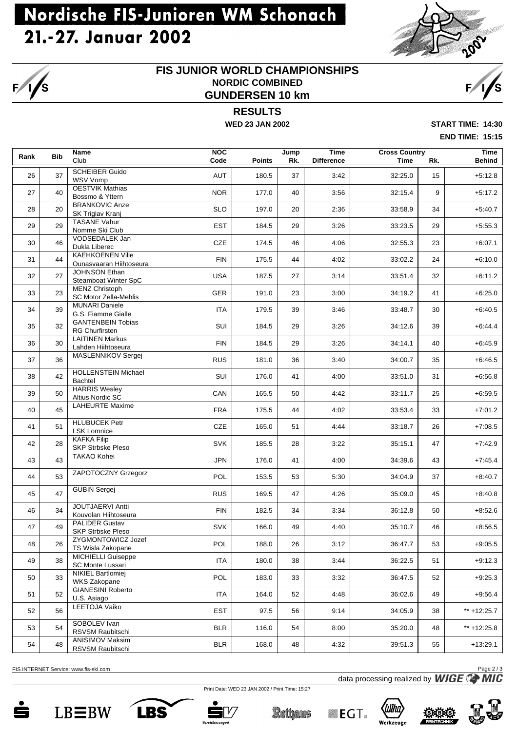# Nordische FIS-Junioren WM Schonach

## 21.-27. Januar 2002

## FIS JUNIOR WORLD CHAMPIONSHIPS
### NORDIC COMBINED
### GUNDERSEN 10 km

### RESULTS

WED 23 JAN 2002

START TIME: 14:30
END TIME: 15:15

| Rank | Bib | Name / Club | NOC Code | Jump Points | Jump Rk. | Time Difference | Cross Country Time | Cross Country Rk. | Time Behind |
|---|---|---|---|---|---|---|---|---|---|
| 26 | 37 | SCHEIBER Guido / WSV Vomp | AUT | 180.5 | 37 | 3:42 | 32:25.0 | 15 | +5:12.8 |
| 27 | 40 | OESTVIK Mathias / Bossmo & Yttern | NOR | 177.0 | 40 | 3:56 | 32:15.4 | 9 | +5:17.2 |
| 28 | 20 | BRANKOVIC Anze / SK Triglav Kranj | SLO | 197.0 | 20 | 2:36 | 33:58.9 | 34 | +5:40.7 |
| 29 | 29 | TASANE Vahur / Nomme Ski Club | EST | 184.5 | 29 | 3:26 | 33:23.5 | 29 | +5:55.3 |
| 30 | 46 | VODSEDALEK Jan / Dukla Liberec | CZE | 174.5 | 46 | 4:06 | 32:55.3 | 23 | +6:07.1 |
| 31 | 44 | KAEHKOENEN Ville / Ounasvaaran Hiihtoseura | FIN | 175.5 | 44 | 4:02 | 33:02.2 | 24 | +6:10.0 |
| 32 | 27 | JOHNSON Ethan / Steamboat Winter SpC | USA | 187.5 | 27 | 3:14 | 33:51.4 | 32 | +6:11.2 |
| 33 | 23 | MENZ Christoph / SC Motor Zella-Mehlis | GER | 191.0 | 23 | 3:00 | 34:19.2 | 41 | +6:25.0 |
| 34 | 39 | MUNARI Daniele / G.S. Fiamme Gialle | ITA | 179.5 | 39 | 3:46 | 33:48.7 | 30 | +6:40.5 |
| 35 | 32 | GANTENBEIN Tobias / RG Churfirsten | SUI | 184.5 | 29 | 3:26 | 34:12.6 | 39 | +6:44.4 |
| 36 | 30 | LAITINEN Markus / Lahden Hiihtoseura | FIN | 184.5 | 29 | 3:26 | 34:14.1 | 40 | +6:45.9 |
| 37 | 36 | MASLENNIKOV Sergej | RUS | 181.0 | 36 | 3:40 | 34:00.7 | 35 | +6:46.5 |
| 38 | 42 | HOLLENSTEIN Michael / Bachtel | SUI | 176.0 | 41 | 4:00 | 33:51.0 | 31 | +6:56.8 |
| 39 | 50 | HARRIS Wesley / Altius Nordic SC | CAN | 165.5 | 50 | 4:42 | 33:11.7 | 25 | +6:59.5 |
| 40 | 45 | LAHEURTE Maxime | FRA | 175.5 | 44 | 4:02 | 33:53.4 | 33 | +7:01.2 |
| 41 | 51 | HLUBUCEK Petr / LSK Lomnice | CZE | 165.0 | 51 | 4:44 | 33:18.7 | 26 | +7:08.5 |
| 42 | 28 | KAFKA Filip / SKP Strbske Pleso | SVK | 185.5 | 28 | 3:22 | 35:15.1 | 47 | +7:42.9 |
| 43 | 43 | TAKAO Kohei | JPN | 176.0 | 41 | 4:00 | 34:39.6 | 43 | +7:45.4 |
| 44 | 53 | ZAPOTOCZNY Grzegorz | POL | 153.5 | 53 | 5:30 | 34:04.9 | 37 | +8:40.7 |
| 45 | 47 | GUBIN Sergej | RUS | 169.5 | 47 | 4:26 | 35:09.0 | 45 | +8:40.8 |
| 46 | 34 | JOUTJAERVI Antti / Kouvolan Hiihtoseura | FIN | 182.5 | 34 | 3:34 | 36:12.8 | 50 | +8:52.6 |
| 47 | 49 | PALIDER Gustav / SKP Strbske Pleso | SVK | 166.0 | 49 | 4:40 | 35:10.7 | 46 | +8:56.5 |
| 48 | 26 | ZYGMONTOWICZ Jozef / TS Wisla Zakopane | POL | 188.0 | 26 | 3:12 | 36:47.7 | 53 | +9:05.5 |
| 49 | 38 | MICHIELLI Guiseppe / SC Monte Lussari | ITA | 180.0 | 38 | 3:44 | 36:22.5 | 51 | +9:12.3 |
| 50 | 33 | NIKIEL Bartlomiej / WKS Zakopane | POL | 183.0 | 33 | 3:32 | 36:47.5 | 52 | +9:25.3 |
| 51 | 52 | GIANESINI Roberto / U.S. Asiago | ITA | 164.0 | 52 | 4:48 | 36:02.6 | 49 | +9:56.4 |
| 52 | 56 | LEETOJA Vaiko | EST | 97.5 | 56 | 9:14 | 34:05.9 | 38 | ** +12:25.7 |
| 53 | 54 | SOBOLEV Ivan / RSVSM Raubitschi | BLR | 116.0 | 54 | 8:00 | 35:20.0 | 48 | ** +12:25.8 |
| 54 | 48 | ANISIMOV Maksim / RSVSM Raubitschi | BLR | 168.0 | 48 | 4:32 | 39:51.3 | 55 | +13:29.1 |

FIS INTERNET Service: www.fis-ski.com

data processing realized by WIGE MIC

Print Date: WED 23 JAN 2002 / Print Time: 15:27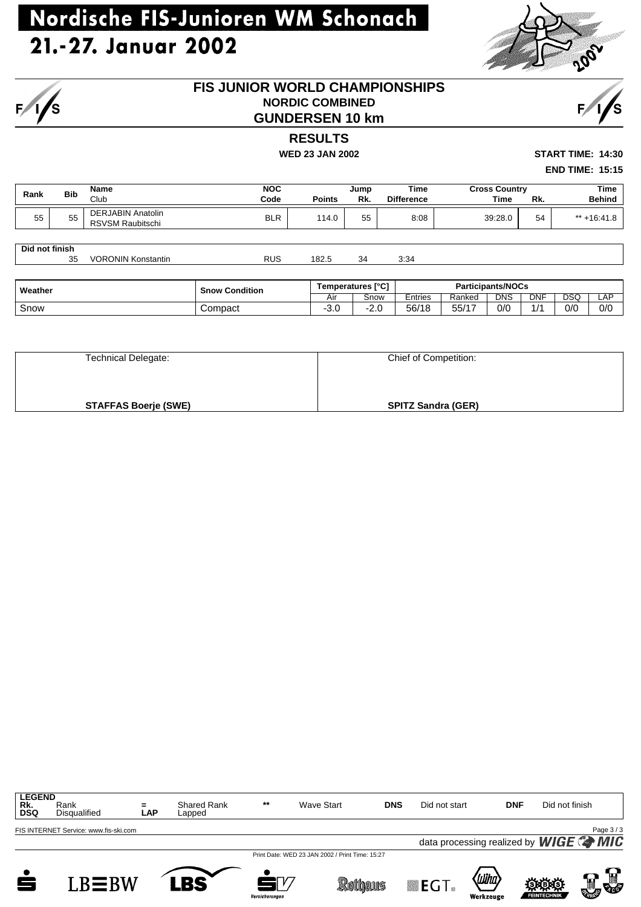# Nordische FIS-Junioren WM Schonach

## 21.-27. Januar 2002

## FIS JUNIOR WORLD CHAMPIONSHIPS

### NORDIC COMBINED

### GUNDERSEN 10 km

### RESULTS

**WED 23 JAN 2002**

**START TIME: 14:30**

**END TIME: 15:15**

| Rank | Bib | Name / Club | NOC Code | Points | Jump Rk. | Time Difference | Cross Country Time | Rk. | Time Behind |
|---|---|---|---|---|---|---|---|---|---|
| 55 | 55 | DERJABIN Anatolin<br>RSVSM Raubitschi | BLR | 114.0 | 55 | 8:08 | 39:28.0 | 54 | ** +16:41.8 |

**Did not finish**

| | Bib | Name | NOC Code | Points | Jump Rk. | Time Difference |
|---|---|---|---|---|---|---|
| | 35 | VORONIN Konstantin | RUS | 182.5 | 34 | 3:34 |

| Weather | Snow Condition | Temperatures [°C] | | Participants/NOCs | | | | | |
|---|---|---|---|---|---|---|---|---|---|
| | | Air | Snow | Entries | Ranked | DNS | DNF | DSQ | LAP |
| Snow | Compact | -3.0 | -2.0 | 56/18 | 55/17 | 0/0 | 1/1 | 0/0 | 0/0 |

| Technical Delegate: | Chief of Competition: |
|---|---|
| **STAFFAS Boerje (SWE)** | **SPITZ Sandra (GER)** |

**LEGEND**

| | | | | | | | | | |
|---|---|---|---|---|---|---|---|---|---|
| **Rk.** | Rank | **=** | Shared Rank | ** | Wave Start | **DNS** | Did not start | **DNF** | Did not finish |
| **DSQ** | Disqualified | **LAP** | Lapped | | | | | | |

FIS INTERNET Service: www.fis-ski.com

data processing realized by WIGE MIC

Print Date: WED 23 JAN 2002 / Print Time: 15:27